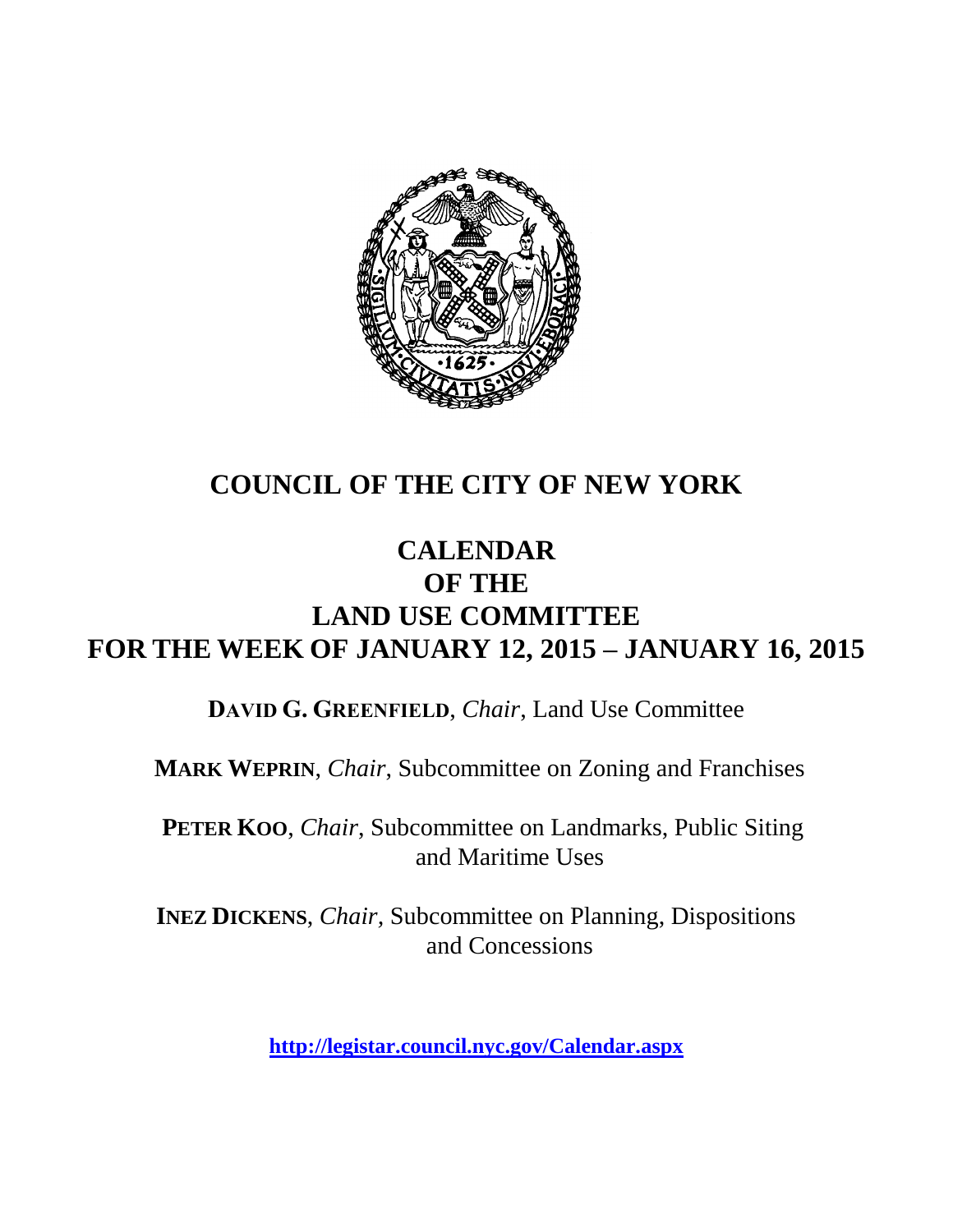# COUNCIL OF THE CITY OF NEW YORK

## CALENDAR
## OF THE
## LAND USE COMMITTEE
## FOR THE WEEK OF JANUARY 12, 2015 – JANUARY 16, 2015

**DAVID G. GREENFIELD**, *Chair*, Land Use Committee

**MARK WEPRIN**, *Chair*, Subcommittee on Zoning and Franchises

**PETER KOO**, *Chair*, Subcommittee on Landmarks, Public Siting and Maritime Uses

**INEZ DICKENS**, *Chair*, Subcommittee on Planning, Dispositions and Concessions

**http://legistar.council.nyc.gov/Calendar.aspx**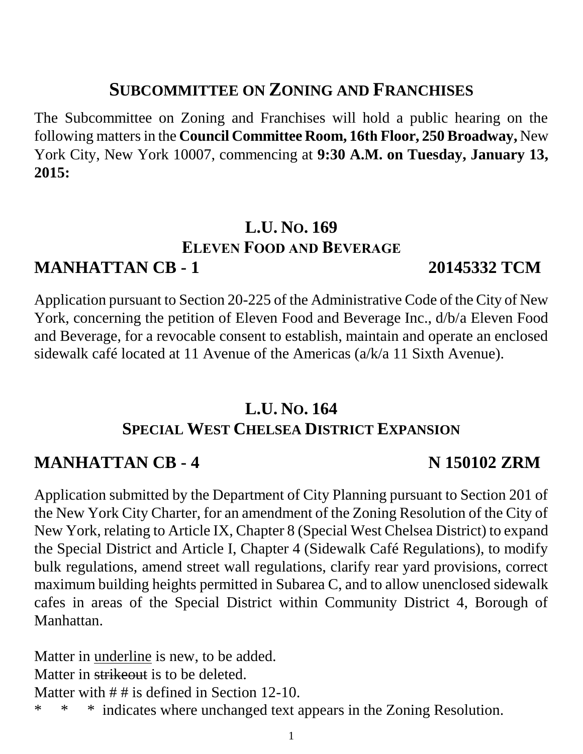# SUBCOMMITTEE ON ZONING AND FRANCHISES

The Subcommittee on Zoning and Franchises will hold a public hearing on the following matters in the **Council Committee Room, 16th Floor, 250 Broadway,** New York City, New York 10007, commencing at **9:30 A.M. on Tuesday, January 13, 2015:**

## L.U. NO. 169
## ELEVEN FOOD AND BEVERAGE

**MANHATTAN CB - 1** **20145332 TCM**

Application pursuant to Section 20-225 of the Administrative Code of the City of New York, concerning the petition of Eleven Food and Beverage Inc., d/b/a Eleven Food and Beverage, for a revocable consent to establish, maintain and operate an enclosed sidewalk café located at 11 Avenue of the Americas (a/k/a 11 Sixth Avenue).

## L.U. NO. 164
## SPECIAL WEST CHELSEA DISTRICT EXPANSION

**MANHATTAN CB - 4** **N 150102 ZRM**

Application submitted by the Department of City Planning pursuant to Section 201 of the New York City Charter, for an amendment of the Zoning Resolution of the City of New York, relating to Article IX, Chapter 8 (Special West Chelsea District) to expand the Special District and Article I, Chapter 4 (Sidewalk Café Regulations), to modify bulk regulations, amend street wall regulations, clarify rear yard provisions, correct maximum building heights permitted in Subarea C, and to allow unenclosed sidewalk cafes in areas of the Special District within Community District 4, Borough of Manhattan.

Matter in <u>underline</u> is new, to be added.
Matter in ~~strikeout~~ is to be deleted.
Matter with # # is defined in Section 12-10.
\* \* \* indicates where unchanged text appears in the Zoning Resolution.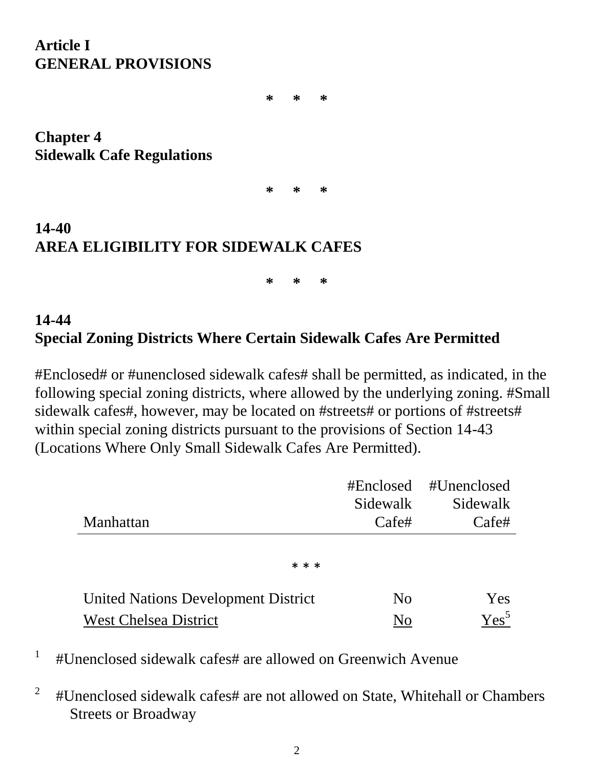## Article I
## GENERAL PROVISIONS

\* \* \*

## Chapter 4
## Sidewalk Cafe Regulations

\* \* \*

### 14-40
### AREA ELIGIBILITY FOR SIDEWALK CAFES

\* \* \*

### 14-44
### Special Zoning Districts Where Certain Sidewalk Cafes Are Permitted

#Enclosed# or #unenclosed sidewalk cafes# shall be permitted, as indicated, in the following special zoning districts, where allowed by the underlying zoning. #Small sidewalk cafes#, however, may be located on #streets# or portions of #streets# within special zoning districts pursuant to the provisions of Section 14-43 (Locations Where Only Small Sidewalk Cafes Are Permitted).

| Manhattan | #Enclosed Sidewalk Cafe# | #Unenclosed Sidewalk Cafe# |
|---|---|---|
| * * * | | |
| United Nations Development District | No | Yes |
| West Chelsea District | No | Yes[5] |

[1] #Unenclosed sidewalk cafes# are allowed on Greenwich Avenue

[2] #Unenclosed sidewalk cafes# are not allowed on State, Whitehall or Chambers Streets or Broadway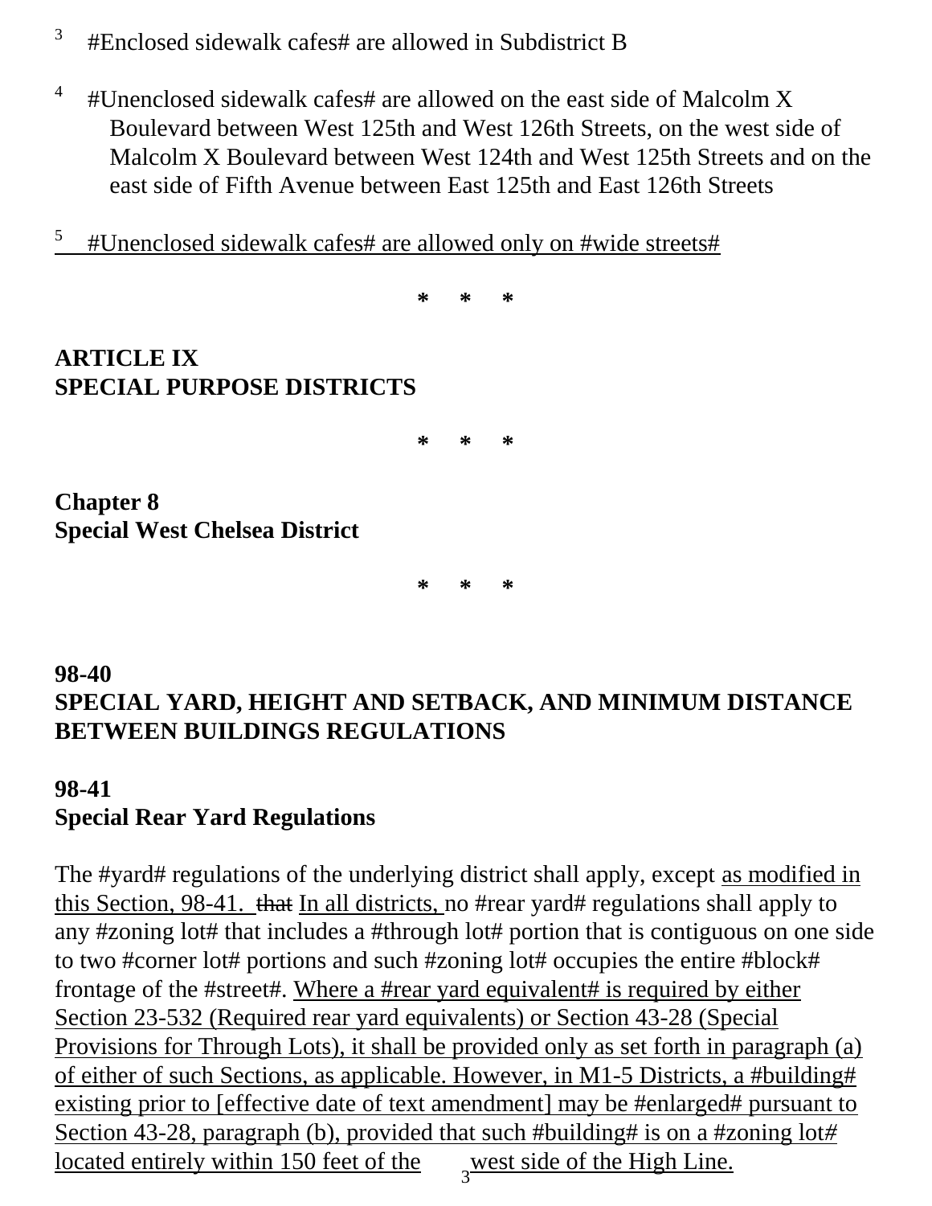[3] #Enclosed sidewalk cafes# are allowed in Subdistrict B

[4] #Unenclosed sidewalk cafes# are allowed on the east side of Malcolm X Boulevard between West 125th and West 126th Streets, on the west side of Malcolm X Boulevard between West 124th and West 125th Streets and on the east side of Fifth Avenue between East 125th and East 126th Streets

<u>[5] #Unenclosed sidewalk cafes# are allowed only on #wide streets#</u>

\* \* \*

**ARTICLE IX**
**SPECIAL PURPOSE DISTRICTS**

\* \* \*

**Chapter 8**
**Special West Chelsea District**

\* \* \*

**98-40**
**SPECIAL YARD, HEIGHT AND SETBACK, AND MINIMUM DISTANCE BETWEEN BUILDINGS REGULATIONS**

**98-41**
**Special Rear Yard Regulations**

The #yard# regulations of the underlying district shall apply, except <u>as modified in this Section, 98-41.</u> ~~that~~ <u>In all districts,</u> no #rear yard# regulations shall apply to any #zoning lot# that includes a #through lot# portion that is contiguous on one side to two #corner lot# portions and such #zoning lot# occupies the entire #block# frontage of the #street#. <u>Where a #rear yard equivalent# is required by either Section 23-532 (Required rear yard equivalents) or Section 43-28 (Special Provisions for Through Lots), it shall be provided only as set forth in paragraph (a) of either of such Sections, as applicable. However, in M1-5 Districts, a #building# existing prior to [effective date of text amendment] may be #enlarged# pursuant to Section 43-28, paragraph (b), provided that such #building# is on a #zoning lot# located entirely within 150 feet of the west side of the High Line.</u>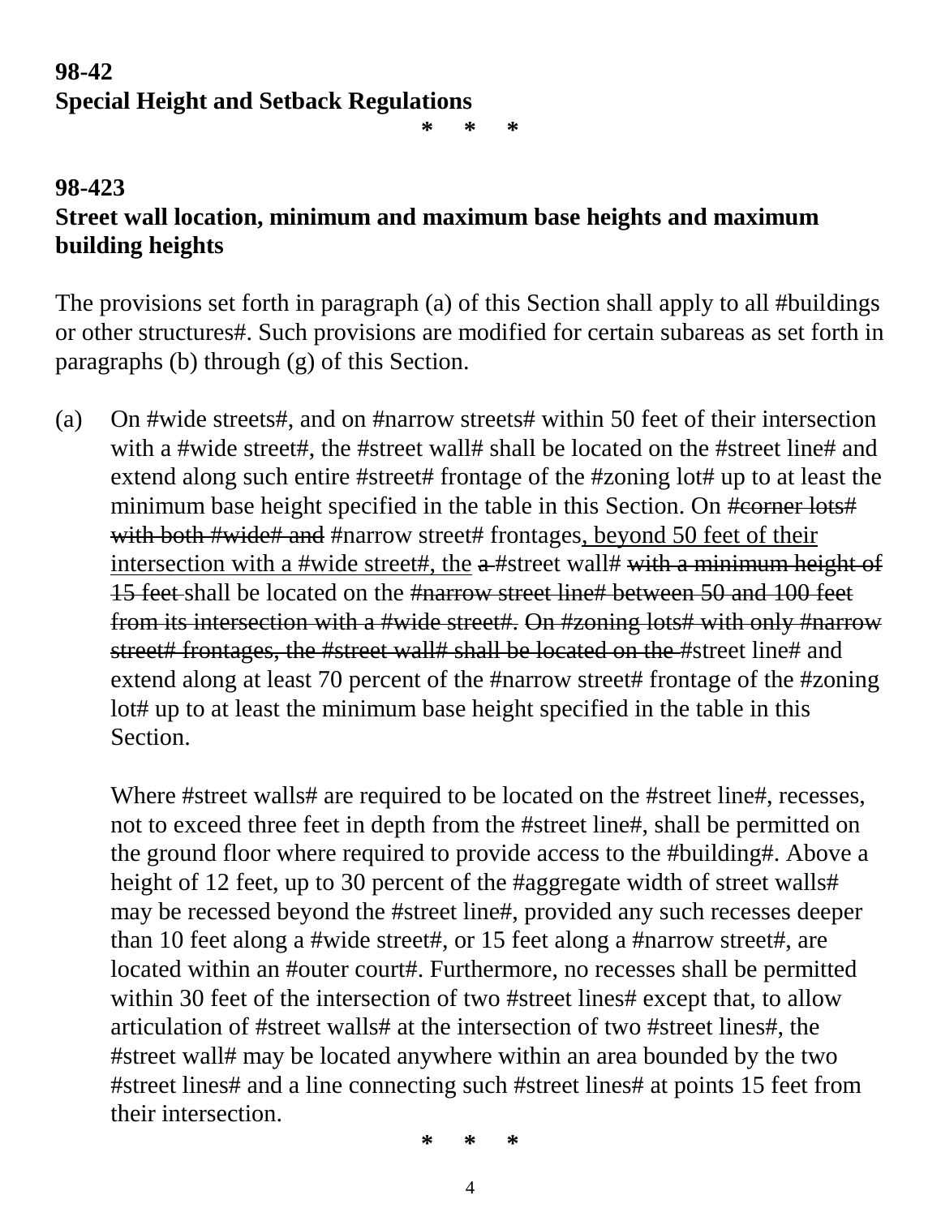**98-42**
**Special Height and Setback Regulations**

\* \* \*

**98-423**
**Street wall location, minimum and maximum base heights and maximum building heights**

The provisions set forth in paragraph (a) of this Section shall apply to all #buildings or other structures#. Such provisions are modified for certain subareas as set forth in paragraphs (b) through (g) of this Section.

(a) On #wide streets#, and on #narrow streets# within 50 feet of their intersection with a #wide street#, the #street wall# shall be located on the #street line# and extend along such entire #street# frontage of the #zoning lot# up to at least the minimum base height specified in the table in this Section. On ~~#corner lots# with both #wide# and~~ #narrow street# frontages<u>, beyond 50 feet of their intersection with a #wide street#, the</u> ~~a~~ #street wall# ~~with a minimum height of 15 feet~~ shall be located on the ~~#narrow street line# between 50 and 100 feet from its intersection with a #wide street#. On #zoning lots# with only #narrow street# frontages, the #street wall# shall be located on the~~ #street line# and extend along at least 70 percent of the #narrow street# frontage of the #zoning lot# up to at least the minimum base height specified in the table in this Section.

Where #street walls# are required to be located on the #street line#, recesses, not to exceed three feet in depth from the #street line#, shall be permitted on the ground floor where required to provide access to the #building#. Above a height of 12 feet, up to 30 percent of the #aggregate width of street walls# may be recessed beyond the #street line#, provided any such recesses deeper than 10 feet along a #wide street#, or 15 feet along a #narrow street#, are located within an #outer court#. Furthermore, no recesses shall be permitted within 30 feet of the intersection of two #street lines# except that, to allow articulation of #street walls# at the intersection of two #street lines#, the #street wall# may be located anywhere within an area bounded by the two #street lines# and a line connecting such #street lines# at points 15 feet from their intersection.

\* \* \*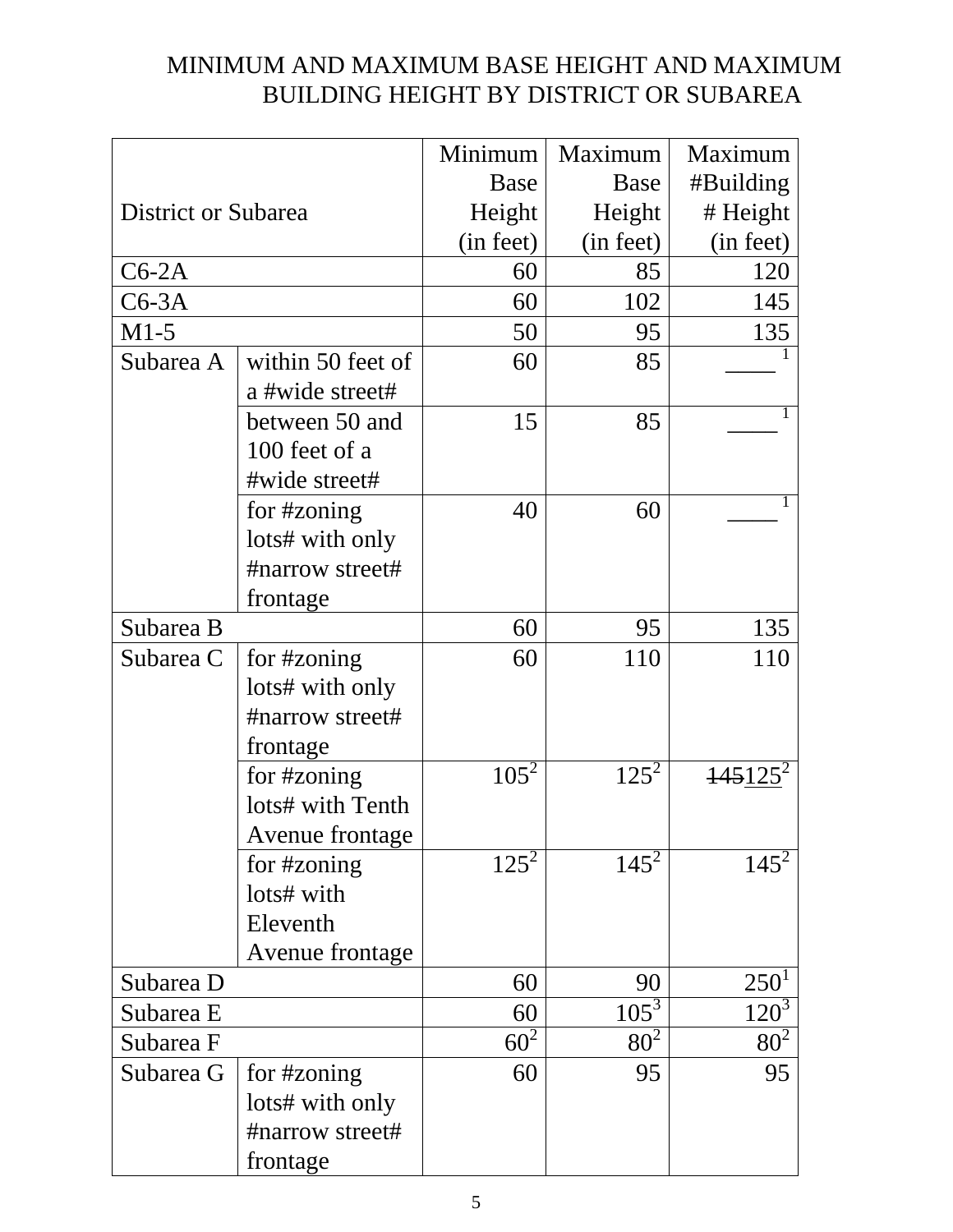# MINIMUM AND MAXIMUM BASE HEIGHT AND MAXIMUM BUILDING HEIGHT BY DISTRICT OR SUBAREA

| District or Subarea | | Minimum Base Height (in feet) | Maximum Base Height (in feet) | Maximum #Building# Height (in feet) |
|---|---|---|---|---|
| C6-2A | | 60 | 85 | 120 |
| C6-3A | | 60 | 102 | 145 |
| M1-5 | | 50 | 95 | 135 |
| Subarea A | within 50 feet of a #wide street# | 60 | 85 | ____ [1] |
| | between 50 and 100 feet of a #wide street# | 15 | 85 | ____ [1] |
| | for #zoning lots# with only #narrow street# frontage | 40 | 60 | ____ [1] |
| Subarea B | | 60 | 95 | 135 |
| Subarea C | for #zoning lots# with only #narrow street# frontage | 60 | 110 | 110 |
| | for #zoning lots# with Tenth Avenue frontage | 105[2] | 125[2] | ~~145~~125[2] |
| | for #zoning lots# with Eleventh Avenue frontage | 125[2] | 145[2] | 145[2] |
| Subarea D | | 60 | 90 | 250[1] |
| Subarea E | | 60 | 105[3] | 120[3] |
| Subarea F | | 60[2] | 80[2] | 80[2] |
| Subarea G | for #zoning lots# with only #narrow street# frontage | 60 | 95 | 95 |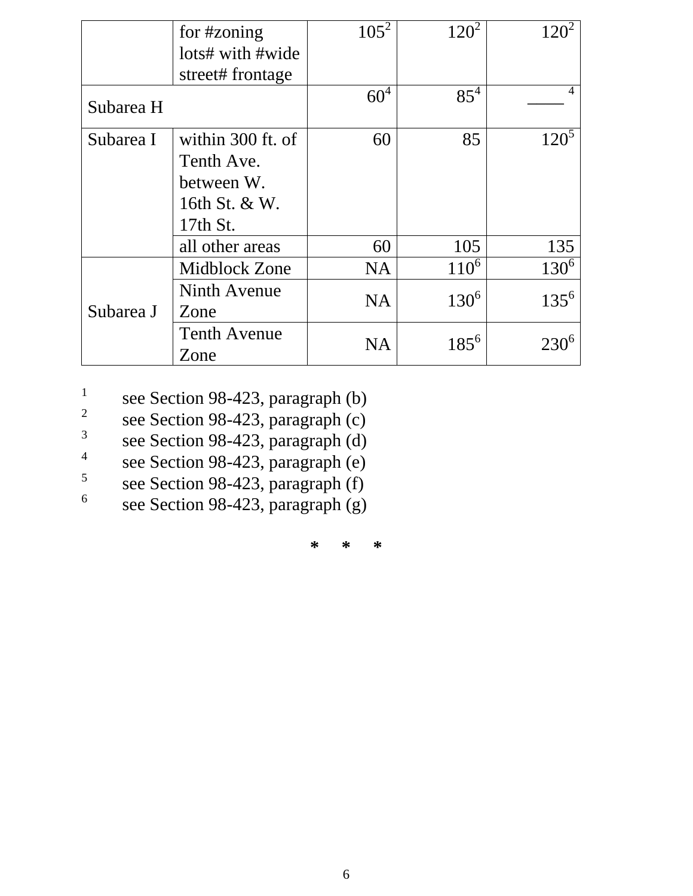| | for #zoning lots# with #wide street# frontage | 105[2] | 120[2] | 120[2] |
|---|---|---|---|---|
| Subarea H | | 60[4] | 85[4] | ____[4] |
| Subarea I | within 300 ft. of Tenth Ave. between W. 16th St. & W. 17th St. | 60 | 85 | 120[5] |
| | all other areas | 60 | 105 | 135 |
| Subarea J | Midblock Zone | NA | 110[6] | 130[6] |
| | Ninth Avenue Zone | NA | 130[6] | 135[6] |
| | Tenth Avenue Zone | NA | 185[6] | 230[6] |

[1] see Section 98-423, paragraph (b)
[2] see Section 98-423, paragraph (c)
[3] see Section 98-423, paragraph (d)
[4] see Section 98-423, paragraph (e)
[5] see Section 98-423, paragraph (f)
[6] see Section 98-423, paragraph (g)

\* \* \*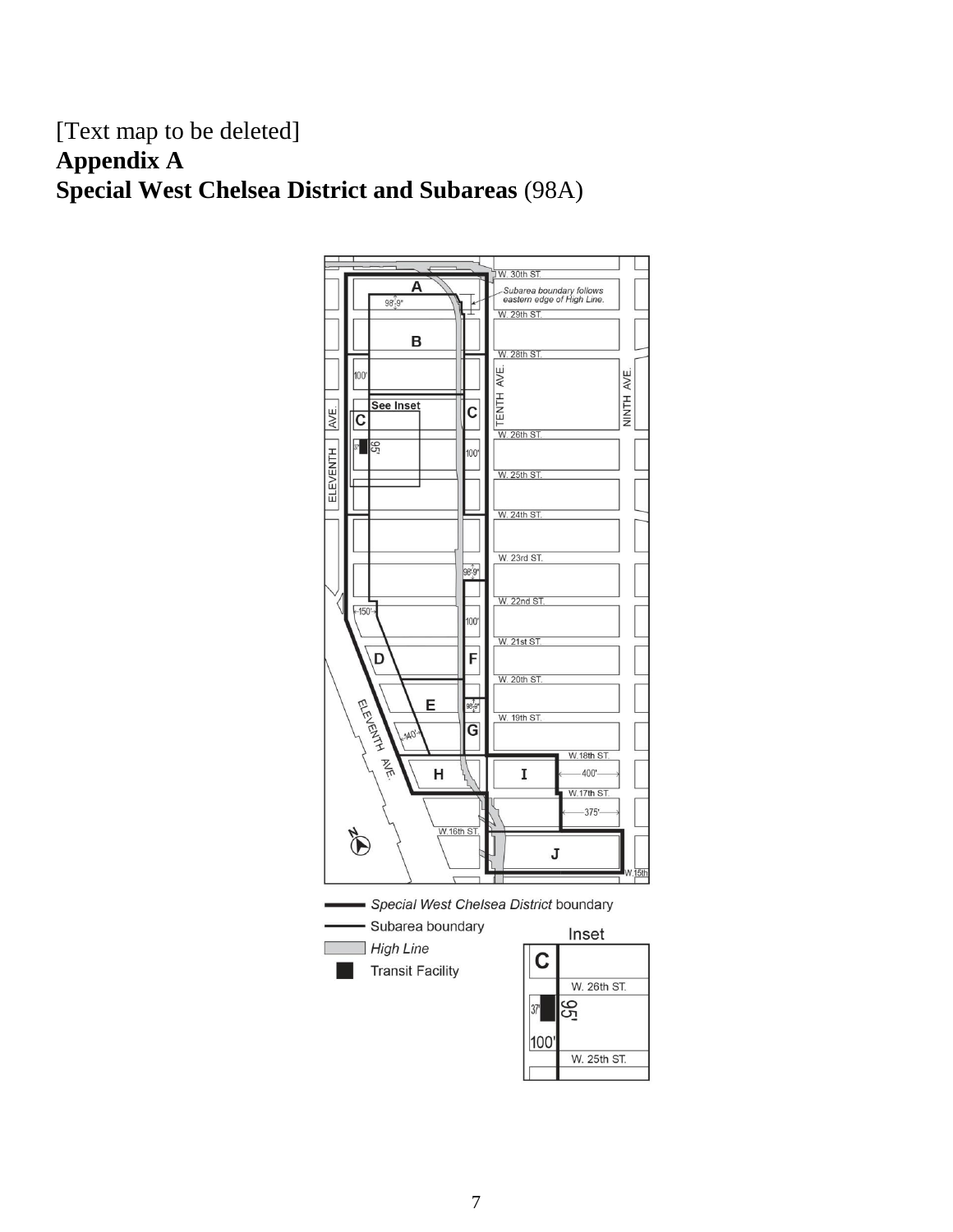[Text map to be deleted]

**Appendix A**

**Special West Chelsea District and Subareas** (98A)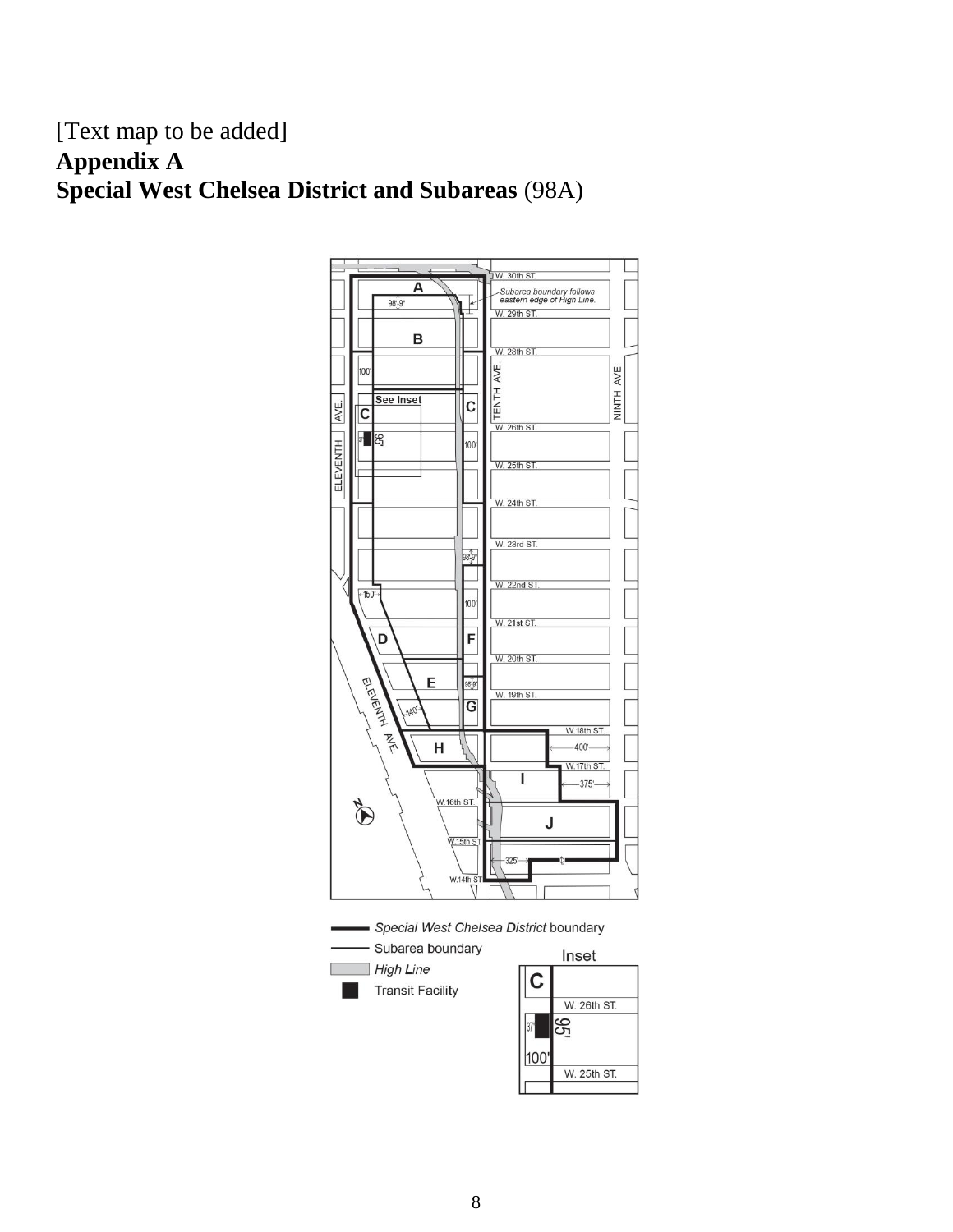[Text map to be added]

**Appendix A**

**Special West Chelsea District and Subareas** (98A)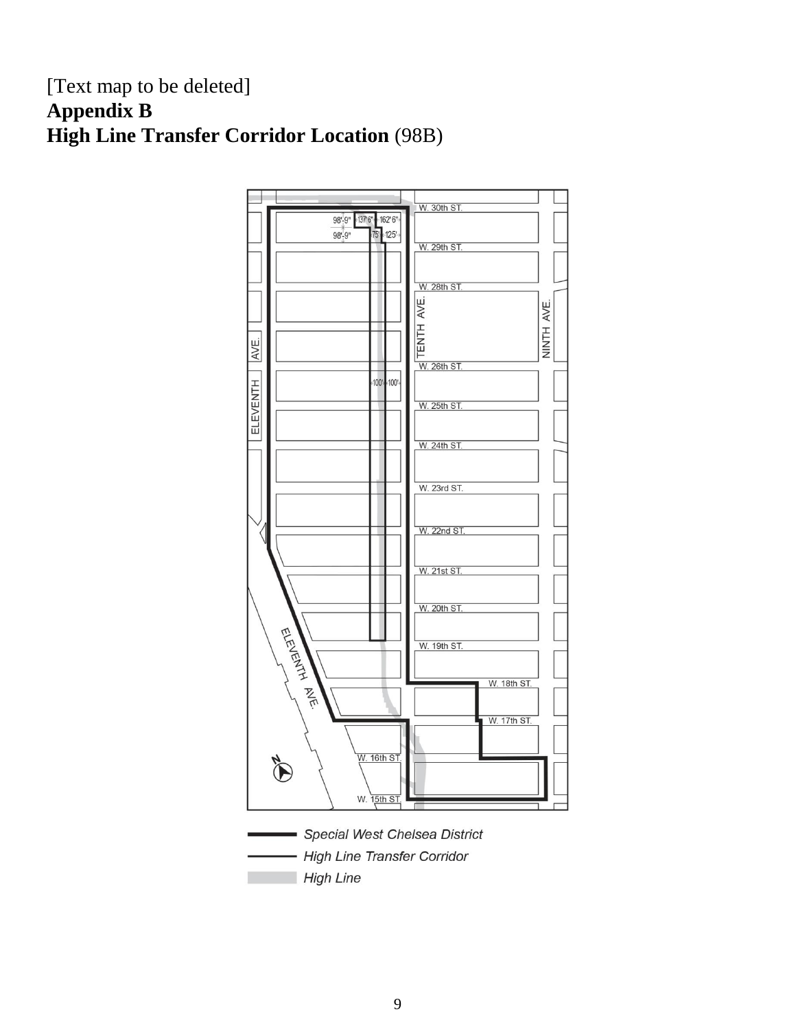[Text map to be deleted]

**Appendix B**

**High Line Transfer Corridor Location** (98B)

W. 30th ST.

98'-9" 137'6" 162'6"

98'-9" 75' 125'

W. 29th ST.

W. 28th ST.

TENTH AVE.

NINTH AVE.

ELEVENTH AVE.

W. 26th ST.

100' 100'

W. 25th ST.

W. 24th ST.

W. 23rd ST.

W. 22nd ST.

W. 21st ST.

W. 20th ST.

W. 19th ST.

W. 18th ST.

ELEVENTH AVE.

W. 17th ST.

W. 16th ST.

W. 15th ST.

N

*Special West Chelsea District*

*High Line Transfer Corridor*

*High Line*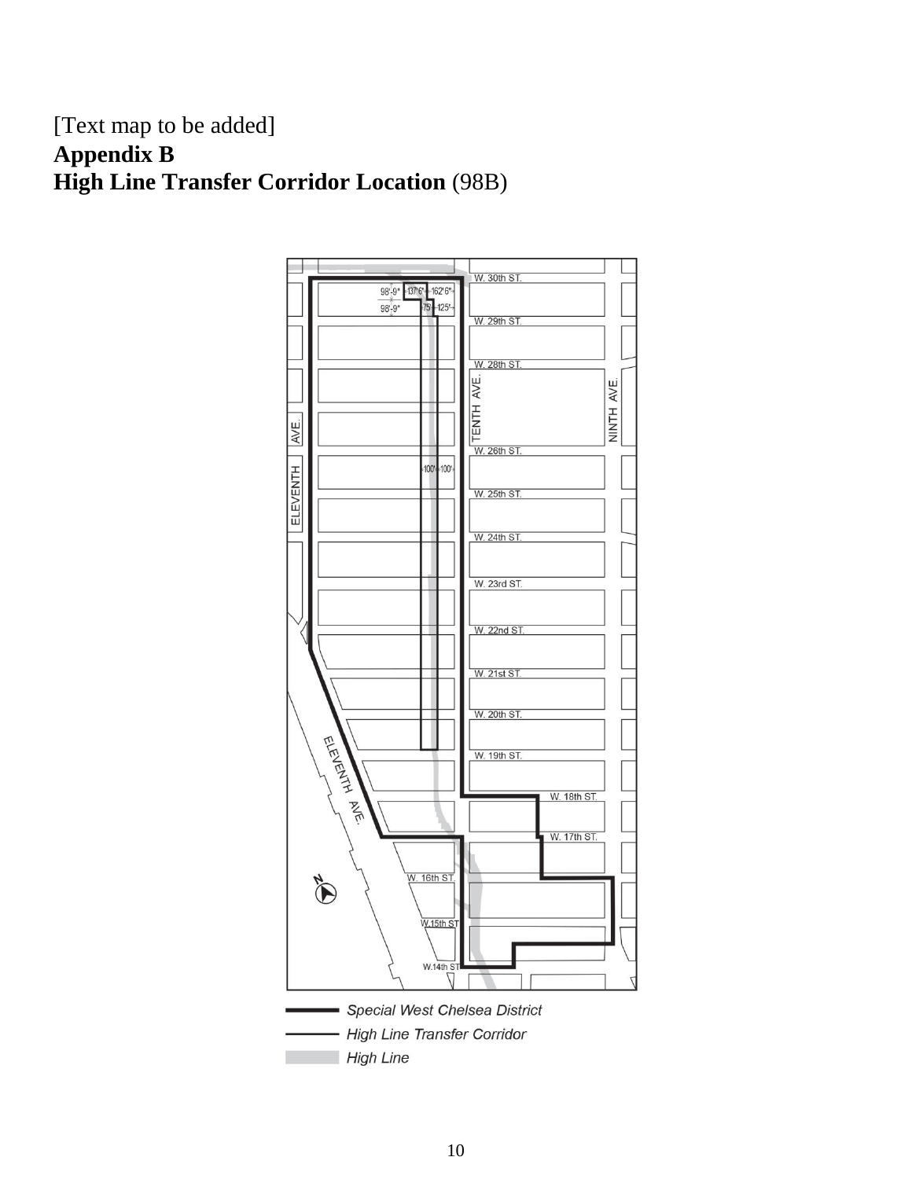[Text map to be added]

**Appendix B**

**High Line Transfer Corridor Location** (98B)

W. 30th ST.
98'-9" 137'6" 162'6"
98'-9" 75' 125'
W. 29th ST.
W. 28th ST.
TENTH AVE.
NINTH AVE.
ELEVENTH AVE.
W. 26th ST.
100' 100'
W. 25th ST.
W. 24th ST.
W. 23rd ST.
W. 22nd ST.
W. 21st ST.
W. 20th ST.
W. 19th ST.
ELEVENTH AVE.
W. 18th ST.
W. 17th ST.
W. 16th ST.
W.15th ST.
W.14th ST.
N

Special West Chelsea District

High Line Transfer Corridor

High Line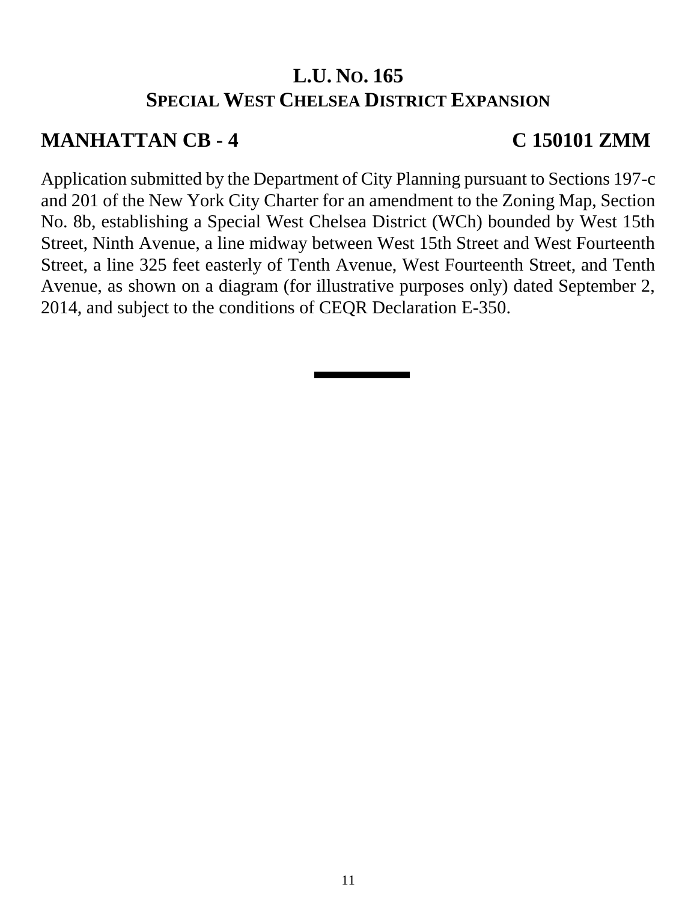# L.U. NO. 165
## SPECIAL WEST CHELSEA DISTRICT EXPANSION

## MANHATTAN CB - 4 C 150101 ZMM

Application submitted by the Department of City Planning pursuant to Sections 197-c and 201 of the New York City Charter for an amendment to the Zoning Map, Section No. 8b, establishing a Special West Chelsea District (WCh) bounded by West 15th Street, Ninth Avenue, a line midway between West 15th Street and West Fourteenth Street, a line 325 feet easterly of Tenth Avenue, West Fourteenth Street, and Tenth Avenue, as shown on a diagram (for illustrative purposes only) dated September 2, 2014, and subject to the conditions of CEQR Declaration E-350.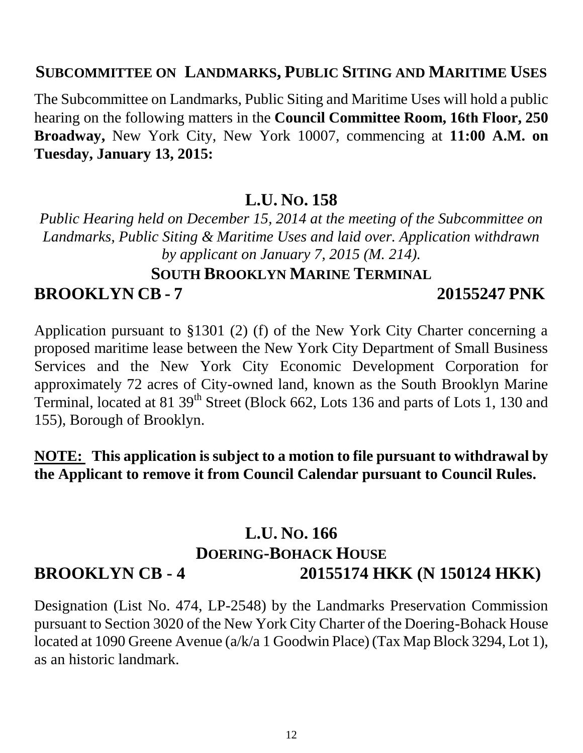## SUBCOMMITTEE ON LANDMARKS, PUBLIC SITING AND MARITIME USES

The Subcommittee on Landmarks, Public Siting and Maritime Uses will hold a public hearing on the following matters in the **Council Committee Room, 16th Floor, 250 Broadway,** New York City, New York 10007, commencing at **11:00 A.M. on Tuesday, January 13, 2015:**

### L.U. NO. 158

*Public Hearing held on December 15, 2014 at the meeting of the Subcommittee on Landmarks, Public Siting & Maritime Uses and laid over. Application withdrawn by applicant on January 7, 2015 (M. 214).*

**SOUTH BROOKLYN MARINE TERMINAL**

**BROOKLYN CB - 7 20155247 PNK**

Application pursuant to §1301 (2) (f) of the New York City Charter concerning a proposed maritime lease between the New York City Department of Small Business Services and the New York City Economic Development Corporation for approximately 72 acres of City-owned land, known as the South Brooklyn Marine Terminal, located at 81 39th Street (Block 662, Lots 136 and parts of Lots 1, 130 and 155), Borough of Brooklyn.

**NOTE: This application is subject to a motion to file pursuant to withdrawal by the Applicant to remove it from Council Calendar pursuant to Council Rules.**

### L.U. NO. 166

**DOERING-BOHACK HOUSE**

**BROOKLYN CB - 4 20155174 HKK (N 150124 HKK)**

Designation (List No. 474, LP-2548) by the Landmarks Preservation Commission pursuant to Section 3020 of the New York City Charter of the Doering-Bohack House located at 1090 Greene Avenue (a/k/a 1 Goodwin Place) (Tax Map Block 3294, Lot 1), as an historic landmark.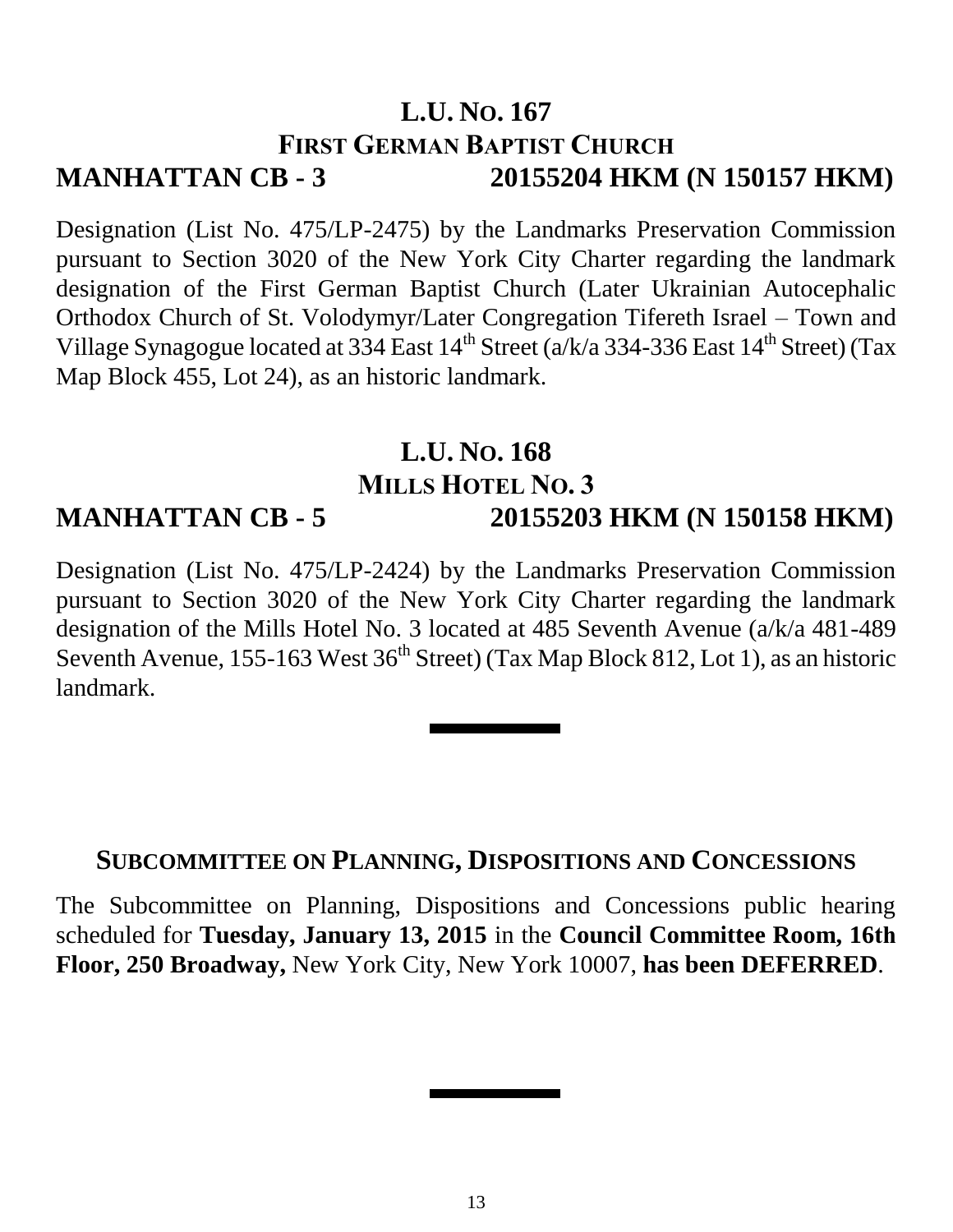## L.U. NO. 167
## FIRST GERMAN BAPTIST CHURCH
## MANHATTAN CB - 3 20155204 HKM (N 150157 HKM)

Designation (List No. 475/LP-2475) by the Landmarks Preservation Commission pursuant to Section 3020 of the New York City Charter regarding the landmark designation of the First German Baptist Church (Later Ukrainian Autocephalic Orthodox Church of St. Volodymyr/Later Congregation Tifereth Israel – Town and Village Synagogue located at 334 East 14th Street (a/k/a 334-336 East 14th Street) (Tax Map Block 455, Lot 24), as an historic landmark.

## L.U. NO. 168
## MILLS HOTEL NO. 3
## MANHATTAN CB - 5 20155203 HKM (N 150158 HKM)

Designation (List No. 475/LP-2424) by the Landmarks Preservation Commission pursuant to Section 3020 of the New York City Charter regarding the landmark designation of the Mills Hotel No. 3 located at 485 Seventh Avenue (a/k/a 481-489 Seventh Avenue, 155-163 West 36th Street) (Tax Map Block 812, Lot 1), as an historic landmark.

---

## SUBCOMMITTEE ON PLANNING, DISPOSITIONS AND CONCESSIONS

The Subcommittee on Planning, Dispositions and Concessions public hearing scheduled for **Tuesday, January 13, 2015** in the **Council Committee Room, 16th Floor, 250 Broadway,** New York City, New York 10007, **has been DEFERRED**.

---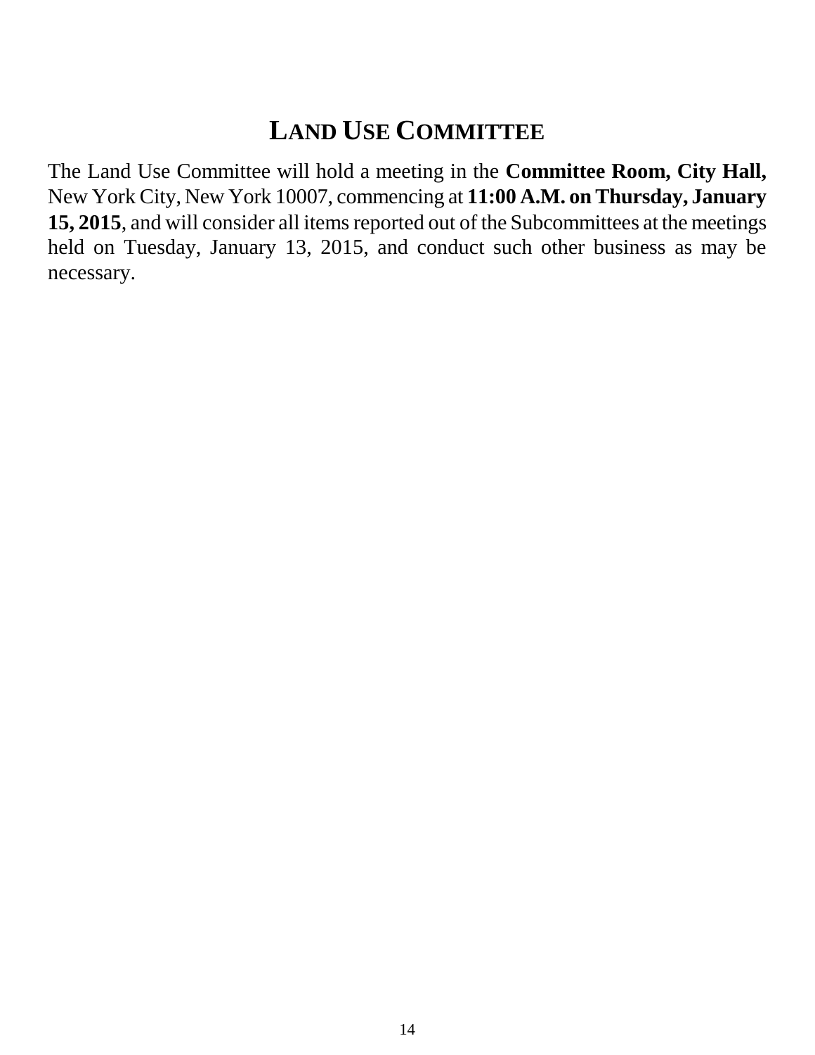## LAND USE COMMITTEE

The Land Use Committee will hold a meeting in the **Committee Room, City Hall,** New York City, New York 10007, commencing at **11:00 A.M. on Thursday, January 15, 2015**, and will consider all items reported out of the Subcommittees at the meetings held on Tuesday, January 13, 2015, and conduct such other business as may be necessary.